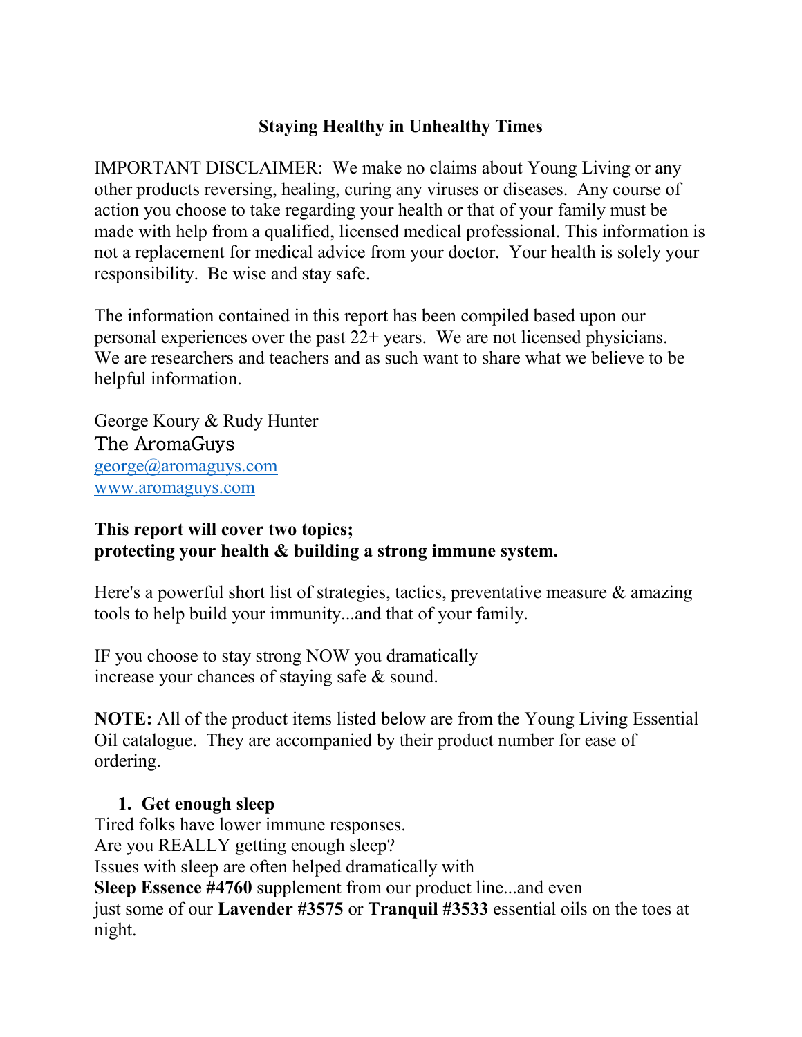# Staying Healthy in Unhealthy Times

IMPORTANT DISCLAIMER: We make no claims about Young Living or any other products reversing, healing, curing any viruses or diseases. Any course of action you choose to take regarding your health or that of your family must be made with help from a qualified, licensed medical professional. This information is not a replacement for medical advice from your doctor. Your health is solely your responsibility. Be wise and stay safe.

The information contained in this report has been compiled based upon our personal experiences over the past 22+ years. We are not licensed physicians. We are researchers and teachers and as such want to share what we believe to be helpful information.

George Koury & Rudy Hunter
The AromaGuys
george@aromaguys.com
www.aromaguys.com

**This report will cover two topics;**
**protecting your health & building a strong immune system.**

Here's a powerful short list of strategies, tactics, preventative measure & amazing tools to help build your immunity...and that of your family.

IF you choose to stay strong NOW you dramatically increase your chances of staying safe & sound.

**NOTE:** All of the product items listed below are from the Young Living Essential Oil catalogue. They are accompanied by their product number for ease of ordering.

1. **Get enough sleep**

Tired folks have lower immune responses.
Are you REALLY getting enough sleep?
Issues with sleep are often helped dramatically with
**Sleep Essence #4760** supplement from our product line...and even just some of our **Lavender #3575** or **Tranquil #3533** essential oils on the toes at night.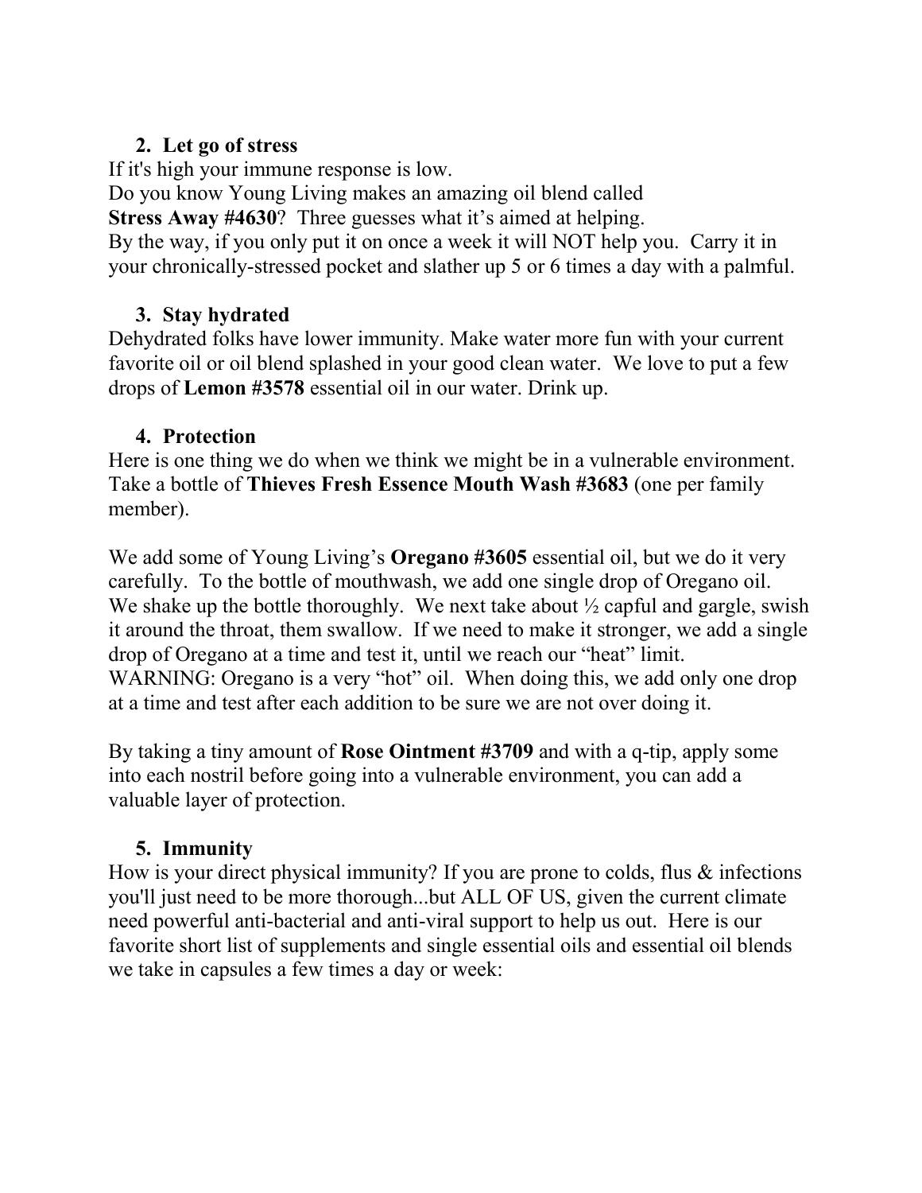2. **Let go of stress**

If it's high your immune response is low.
Do you know Young Living makes an amazing oil blend called
**Stress Away #4630**? Three guesses what it's aimed at helping.
By the way, if you only put it on once a week it will NOT help you. Carry it in your chronically-stressed pocket and slather up 5 or 6 times a day with a palmful.

3. **Stay hydrated**

Dehydrated folks have lower immunity. Make water more fun with your current favorite oil or oil blend splashed in your good clean water. We love to put a few drops of **Lemon #3578** essential oil in our water. Drink up.

4. **Protection**

Here is one thing we do when we think we might be in a vulnerable environment. Take a bottle of **Thieves Fresh Essence Mouth Wash #3683** (one per family member).

We add some of Young Living's **Oregano #3605** essential oil, but we do it very carefully. To the bottle of mouthwash, we add one single drop of Oregano oil. We shake up the bottle thoroughly. We next take about ½ capful and gargle, swish it around the throat, them swallow. If we need to make it stronger, we add a single drop of Oregano at a time and test it, until we reach our "heat" limit.
WARNING: Oregano is a very "hot" oil. When doing this, we add only one drop at a time and test after each addition to be sure we are not over doing it.

By taking a tiny amount of **Rose Ointment #3709** and with a q-tip, apply some into each nostril before going into a vulnerable environment, you can add a valuable layer of protection.

5. **Immunity**

How is your direct physical immunity? If you are prone to colds, flus & infections you'll just need to be more thorough...but ALL OF US, given the current climate need powerful anti-bacterial and anti-viral support to help us out. Here is our favorite short list of supplements and single essential oils and essential oil blends we take in capsules a few times a day or week: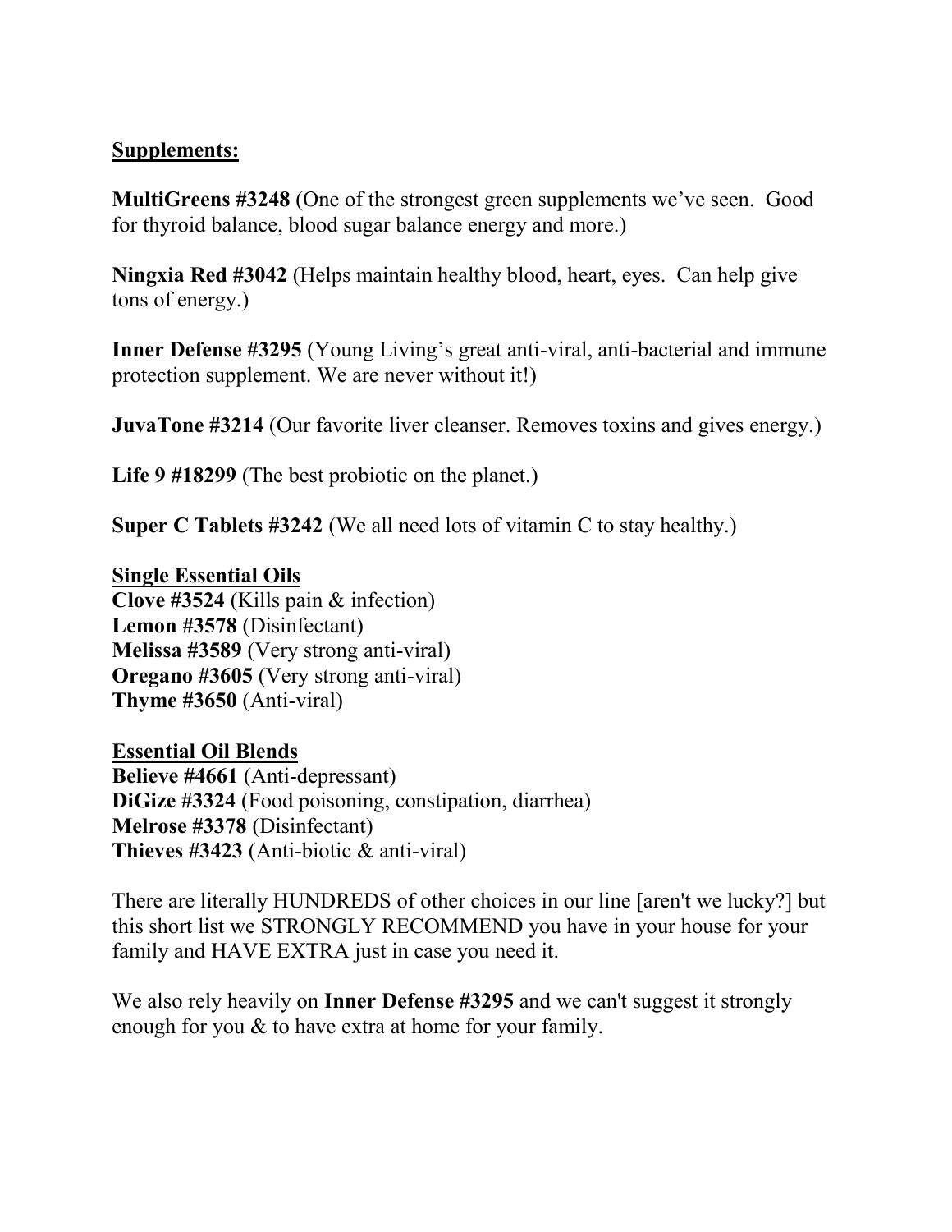**Supplements:**

**MultiGreens #3248** (One of the strongest green supplements we've seen. Good for thyroid balance, blood sugar balance energy and more.)

**Ningxia Red #3042** (Helps maintain healthy blood, heart, eyes. Can help give tons of energy.)

**Inner Defense #3295** (Young Living's great anti-viral, anti-bacterial and immune protection supplement. We are never without it!)

**JuvaTone #3214** (Our favorite liver cleanser. Removes toxins and gives energy.)

**Life 9 #18299** (The best probiotic on the planet.)

**Super C Tablets #3242** (We all need lots of vitamin C to stay healthy.)

**Single Essential Oils**

**Clove #3524** (Kills pain & infection)
**Lemon #3578** (Disinfectant)
**Melissa #3589** (Very strong anti-viral)
**Oregano #3605** (Very strong anti-viral)
**Thyme #3650** (Anti-viral)

**Essential Oil Blends**

**Believe #4661** (Anti-depressant)
**DiGize #3324** (Food poisoning, constipation, diarrhea)
**Melrose #3378** (Disinfectant)
**Thieves #3423** (Anti-biotic & anti-viral)

There are literally HUNDREDS of other choices in our line [aren't we lucky?] but this short list we STRONGLY RECOMMEND you have in your house for your family and HAVE EXTRA just in case you need it.

We also rely heavily on **Inner Defense #3295** and we can't suggest it strongly enough for you & to have extra at home for your family.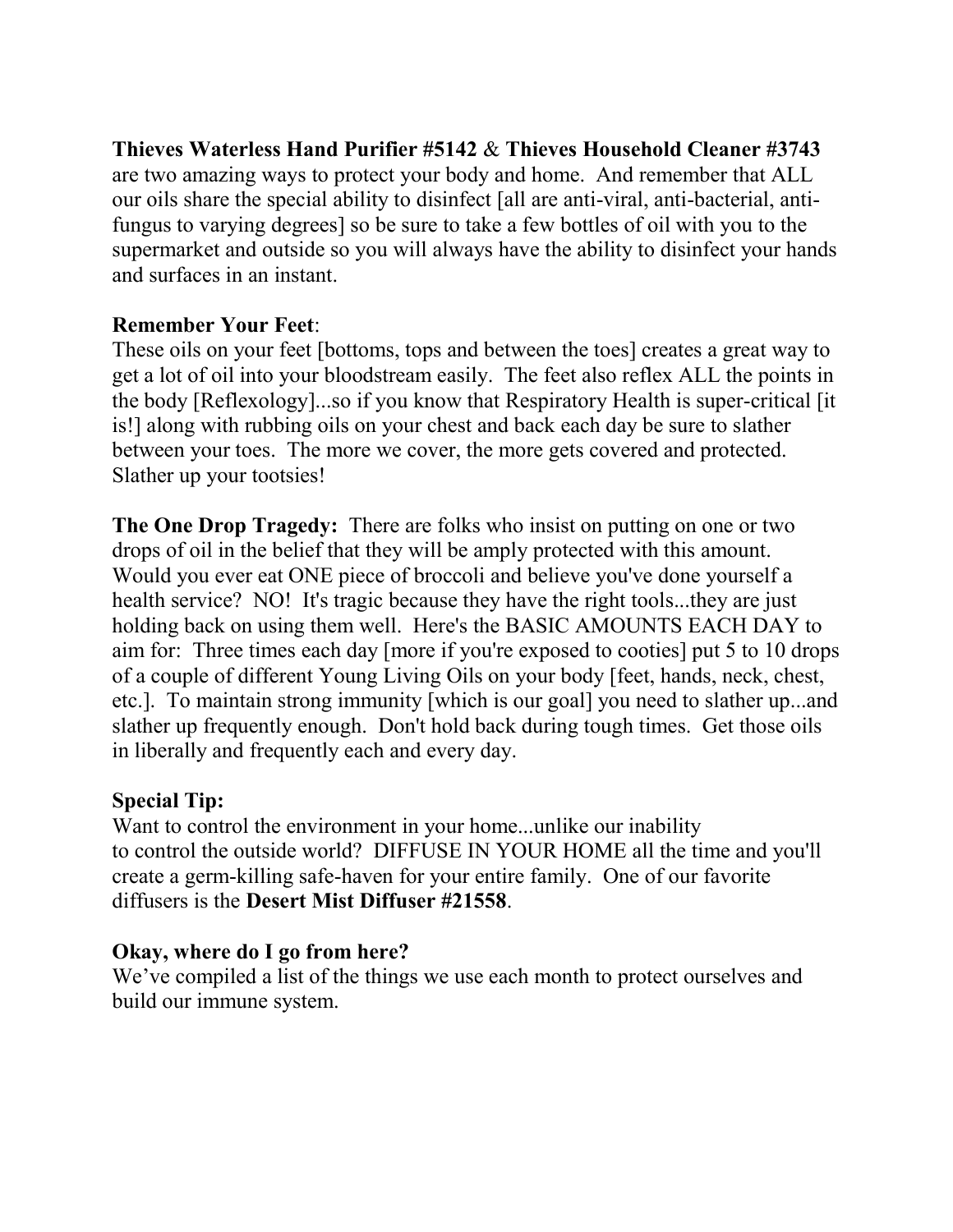**Thieves Waterless Hand Purifier #5142** & **Thieves Household Cleaner #3743** are two amazing ways to protect your body and home. And remember that ALL our oils share the special ability to disinfect [all are anti-viral, anti-bacterial, anti-fungus to varying degrees] so be sure to take a few bottles of oil with you to the supermarket and outside so you will always have the ability to disinfect your hands and surfaces in an instant.

**Remember Your Feet**:
These oils on your feet [bottoms, tops and between the toes] creates a great way to get a lot of oil into your bloodstream easily. The feet also reflex ALL the points in the body [Reflexology]...so if you know that Respiratory Health is super-critical [it is!] along with rubbing oils on your chest and back each day be sure to slather between your toes. The more we cover, the more gets covered and protected. Slather up your tootsies!

**The One Drop Tragedy:** There are folks who insist on putting on one or two drops of oil in the belief that they will be amply protected with this amount. Would you ever eat ONE piece of broccoli and believe you've done yourself a health service? NO! It's tragic because they have the right tools...they are just holding back on using them well. Here's the BASIC AMOUNTS EACH DAY to aim for: Three times each day [more if you're exposed to cooties] put 5 to 10 drops of a couple of different Young Living Oils on your body [feet, hands, neck, chest, etc.]. To maintain strong immunity [which is our goal] you need to slather up...and slather up frequently enough. Don't hold back during tough times. Get those oils in liberally and frequently each and every day.

**Special Tip:**
Want to control the environment in your home...unlike our inability to control the outside world? DIFFUSE IN YOUR HOME all the time and you'll create a germ-killing safe-haven for your entire family. One of our favorite diffusers is the **Desert Mist Diffuser #21558**.

**Okay, where do I go from here?**
We've compiled a list of the things we use each month to protect ourselves and build our immune system.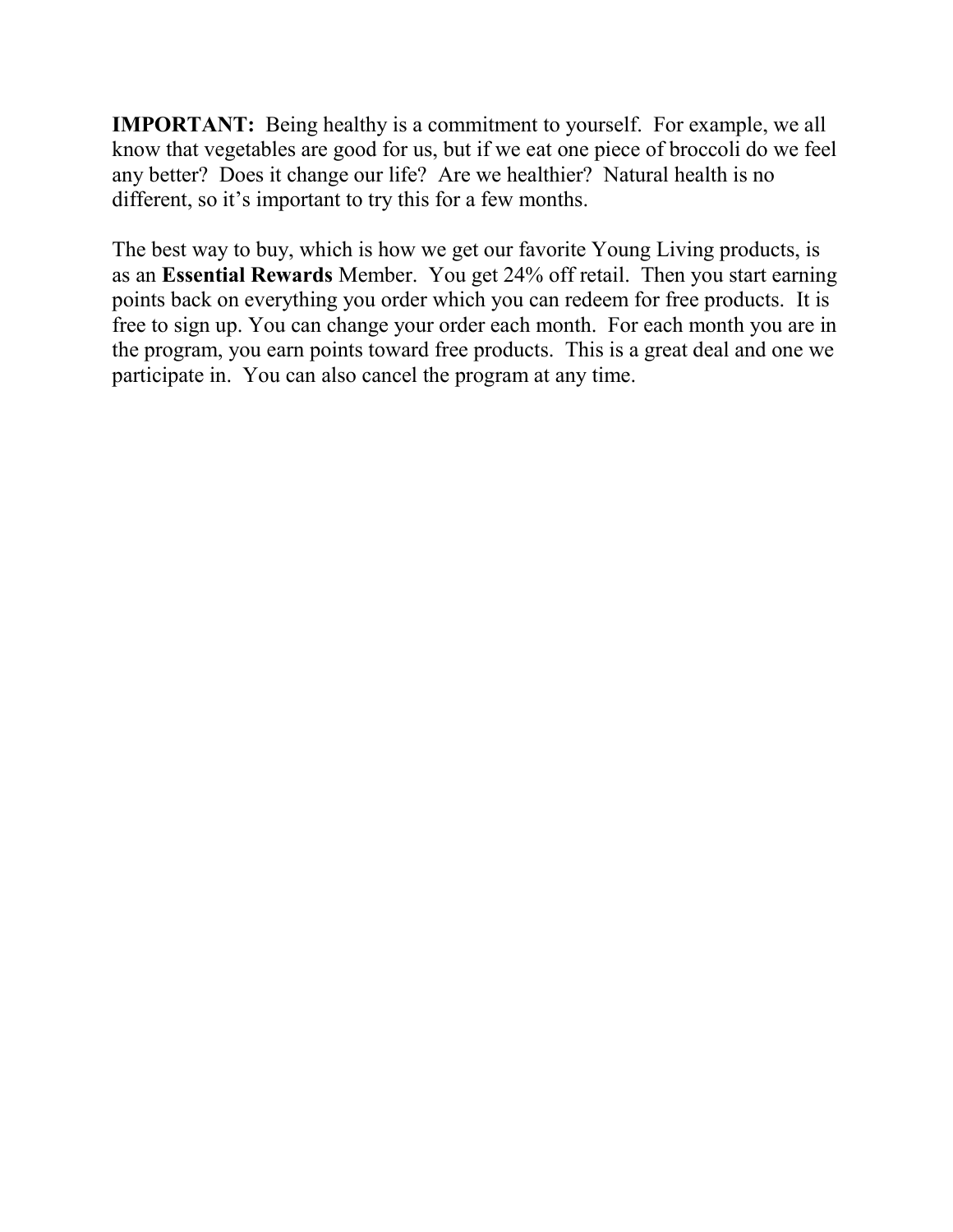**IMPORTANT:** Being healthy is a commitment to yourself. For example, we all know that vegetables are good for us, but if we eat one piece of broccoli do we feel any better? Does it change our life? Are we healthier? Natural health is no different, so it's important to try this for a few months.

The best way to buy, which is how we get our favorite Young Living products, is as an **Essential Rewards** Member. You get 24% off retail. Then you start earning points back on everything you order which you can redeem for free products. It is free to sign up. You can change your order each month. For each month you are in the program, you earn points toward free products. This is a great deal and one we participate in. You can also cancel the program at any time.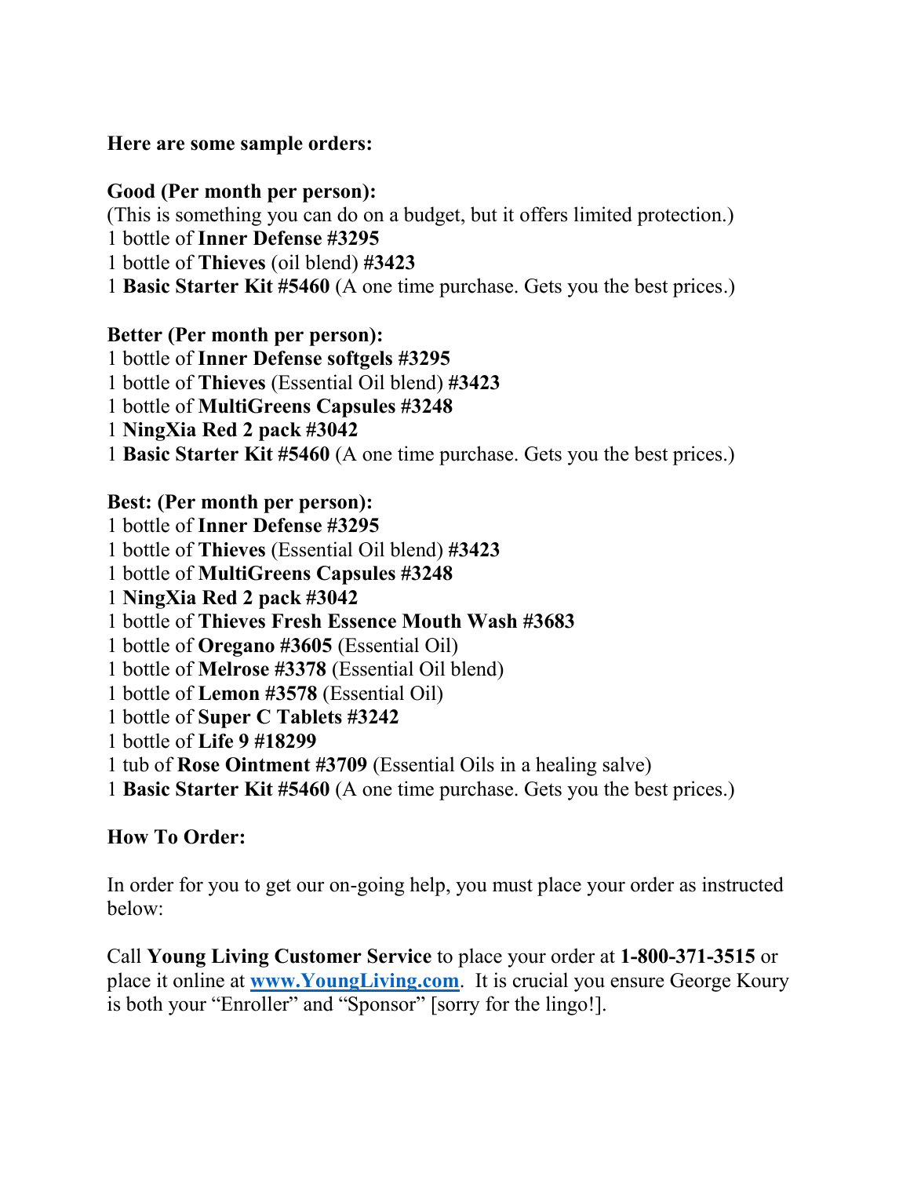**Here are some sample orders:**

**Good (Per month per person):**
(This is something you can do on a budget, but it offers limited protection.)
1 bottle of **Inner Defense #3295**
1 bottle of **Thieves** (oil blend) **#3423**
1 **Basic Starter Kit #5460** (A one time purchase. Gets you the best prices.)

**Better (Per month per person):**
1 bottle of **Inner Defense softgels #3295**
1 bottle of **Thieves** (Essential Oil blend) **#3423**
1 bottle of **MultiGreens Capsules #3248**
1 **NingXia Red 2 pack #3042**
1 **Basic Starter Kit #5460** (A one time purchase. Gets you the best prices.)

**Best: (Per month per person):**
1 bottle of **Inner Defense #3295**
1 bottle of **Thieves** (Essential Oil blend) **#3423**
1 bottle of **MultiGreens Capsules #3248**
1 **NingXia Red 2 pack #3042**
1 bottle of **Thieves Fresh Essence Mouth Wash #3683**
1 bottle of **Oregano #3605** (Essential Oil)
1 bottle of **Melrose #3378** (Essential Oil blend)
1 bottle of **Lemon #3578** (Essential Oil)
1 bottle of **Super C Tablets #3242**
1 bottle of **Life 9 #18299**
1 tub of **Rose Ointment #3709** (Essential Oils in a healing salve)
1 **Basic Starter Kit #5460** (A one time purchase. Gets you the best prices.)

**How To Order:**

In order for you to get our on-going help, you must place your order as instructed below:

Call **Young Living Customer Service** to place your order at **1-800-371-3515** or place it online at **www.YoungLiving.com**. It is crucial you ensure George Koury is both your "Enroller" and "Sponsor" [sorry for the lingo!].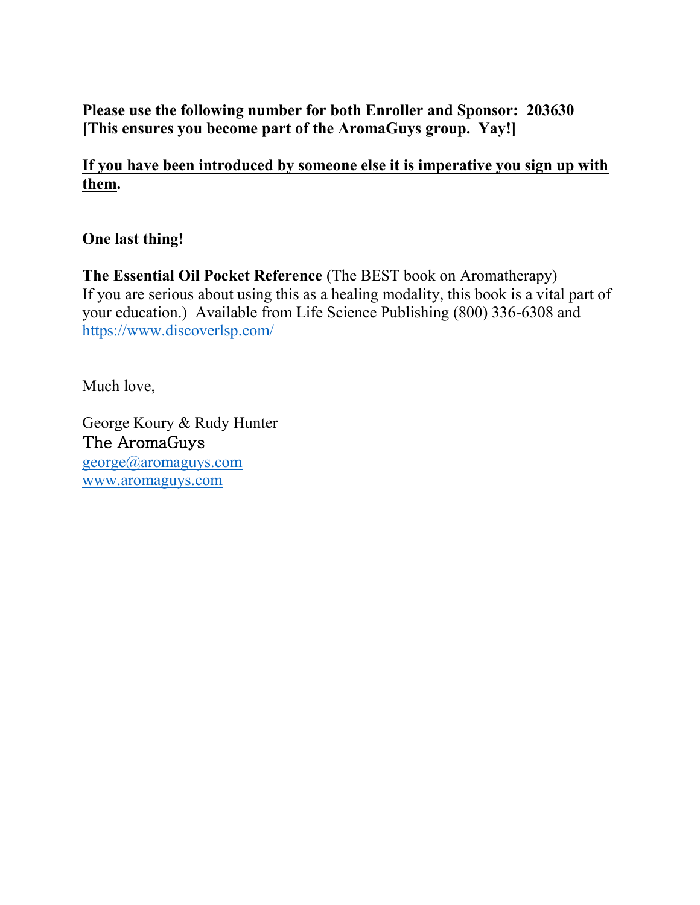**Please use the following number for both Enroller and Sponsor: 203630**
**[This ensures you become part of the AromaGuys group. Yay!]**

**<u>If you have been introduced by someone else it is imperative you sign up with them</u>.**

**One last thing!**

**The Essential Oil Pocket Reference** (The BEST book on Aromatherapy)
If you are serious about using this as a healing modality, this book is a vital part of your education.) Available from Life Science Publishing (800) 336-6308 and https://www.discoverlsp.com/

Much love,

George Koury & Rudy Hunter
The AromaGuys
george@aromaguys.com
www.aromaguys.com